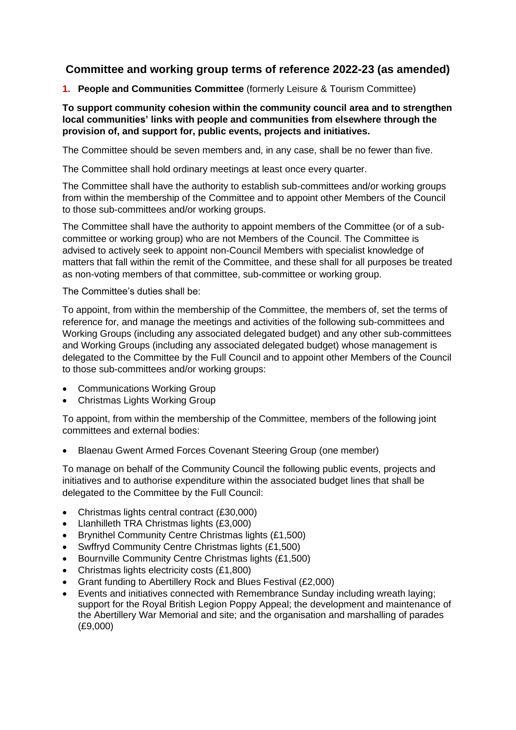# Committee and working group terms of reference 2022-23 (as amended)

## 1. People and Communities Committee (formerly Leisure & Tourism Committee)

**To support community cohesion within the community council area and to strengthen local communities' links with people and communities from elsewhere through the provision of, and support for, public events, projects and initiatives.**

The Committee should be seven members and, in any case, shall be no fewer than five.

The Committee shall hold ordinary meetings at least once every quarter.

The Committee shall have the authority to establish sub-committees and/or working groups from within the membership of the Committee and to appoint other Members of the Council to those sub-committees and/or working groups.

The Committee shall have the authority to appoint members of the Committee (or of a sub-committee or working group) who are not Members of the Council. The Committee is advised to actively seek to appoint non-Council Members with specialist knowledge of matters that fall within the remit of the Committee, and these shall for all purposes be treated as non-voting members of that committee, sub-committee or working group.

The Committee's duties shall be:

To appoint, from within the membership of the Committee, the members of, set the terms of reference for, and manage the meetings and activities of the following sub-committees and Working Groups (including any associated delegated budget) and any other sub-committees and Working Groups (including any associated delegated budget) whose management is delegated to the Committee by the Full Council and to appoint other Members of the Council to those sub-committees and/or working groups:

- Communications Working Group
- Christmas Lights Working Group

To appoint, from within the membership of the Committee, members of the following joint committees and external bodies:

- Blaenau Gwent Armed Forces Covenant Steering Group (one member)

To manage on behalf of the Community Council the following public events, projects and initiatives and to authorise expenditure within the associated budget lines that shall be delegated to the Committee by the Full Council:

- Christmas lights central contract (£30,000)
- Llanhilleth TRA Christmas lights (£3,000)
- Brynithel Community Centre Christmas lights (£1,500)
- Swffryd Community Centre Christmas lights (£1,500)
- Bournville Community Centre Christmas lights (£1,500)
- Christmas lights electricity costs (£1,800)
- Grant funding to Abertillery Rock and Blues Festival (£2,000)
- Events and initiatives connected with Remembrance Sunday including wreath laying; support for the Royal British Legion Poppy Appeal; the development and maintenance of the Abertillery War Memorial and site; and the organisation and marshalling of parades (£9,000)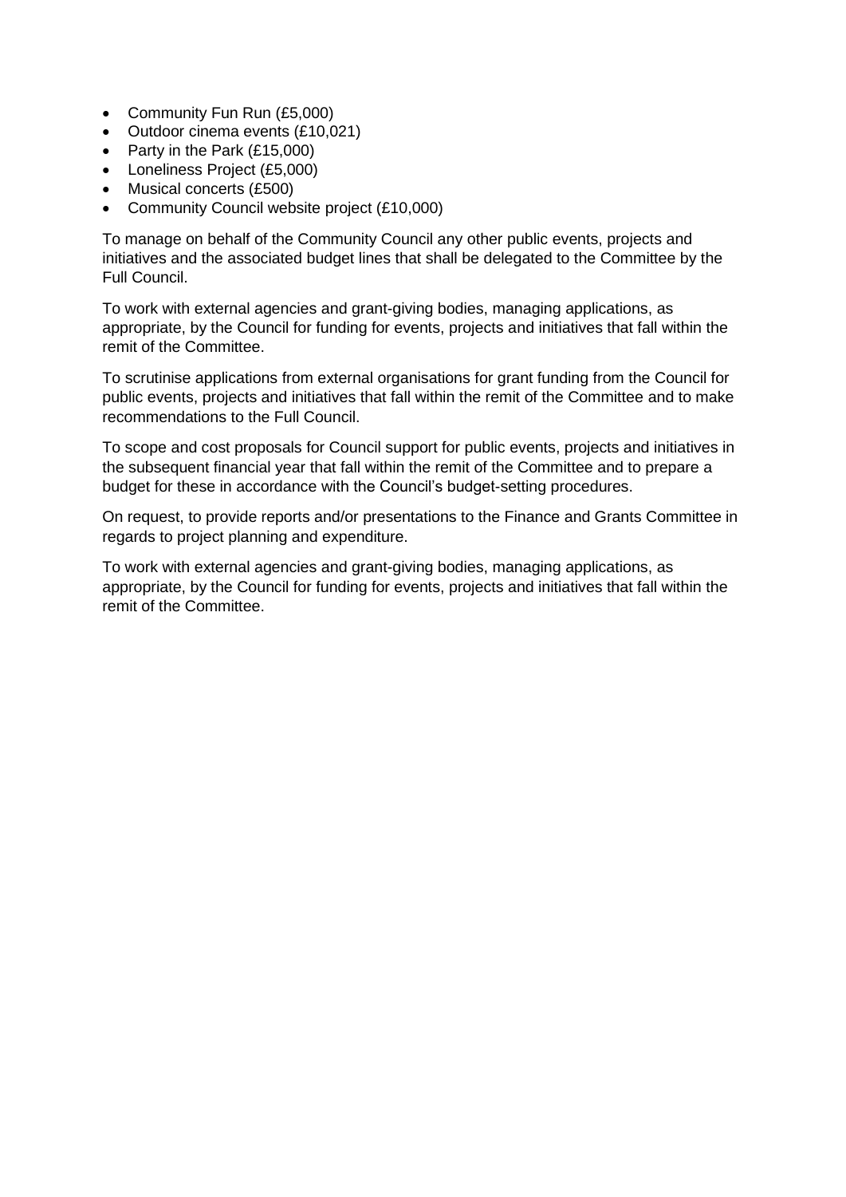- Community Fun Run (£5,000)
- Outdoor cinema events (£10,021)
- Party in the Park (£15,000)
- Loneliness Project (£5,000)
- Musical concerts (£500)
- Community Council website project (£10,000)

To manage on behalf of the Community Council any other public events, projects and initiatives and the associated budget lines that shall be delegated to the Committee by the Full Council.

To work with external agencies and grant-giving bodies, managing applications, as appropriate, by the Council for funding for events, projects and initiatives that fall within the remit of the Committee.

To scrutinise applications from external organisations for grant funding from the Council for public events, projects and initiatives that fall within the remit of the Committee and to make recommendations to the Full Council.

To scope and cost proposals for Council support for public events, projects and initiatives in the subsequent financial year that fall within the remit of the Committee and to prepare a budget for these in accordance with the Council's budget-setting procedures.

On request, to provide reports and/or presentations to the Finance and Grants Committee in regards to project planning and expenditure.

To work with external agencies and grant-giving bodies, managing applications, as appropriate, by the Council for funding for events, projects and initiatives that fall within the remit of the Committee.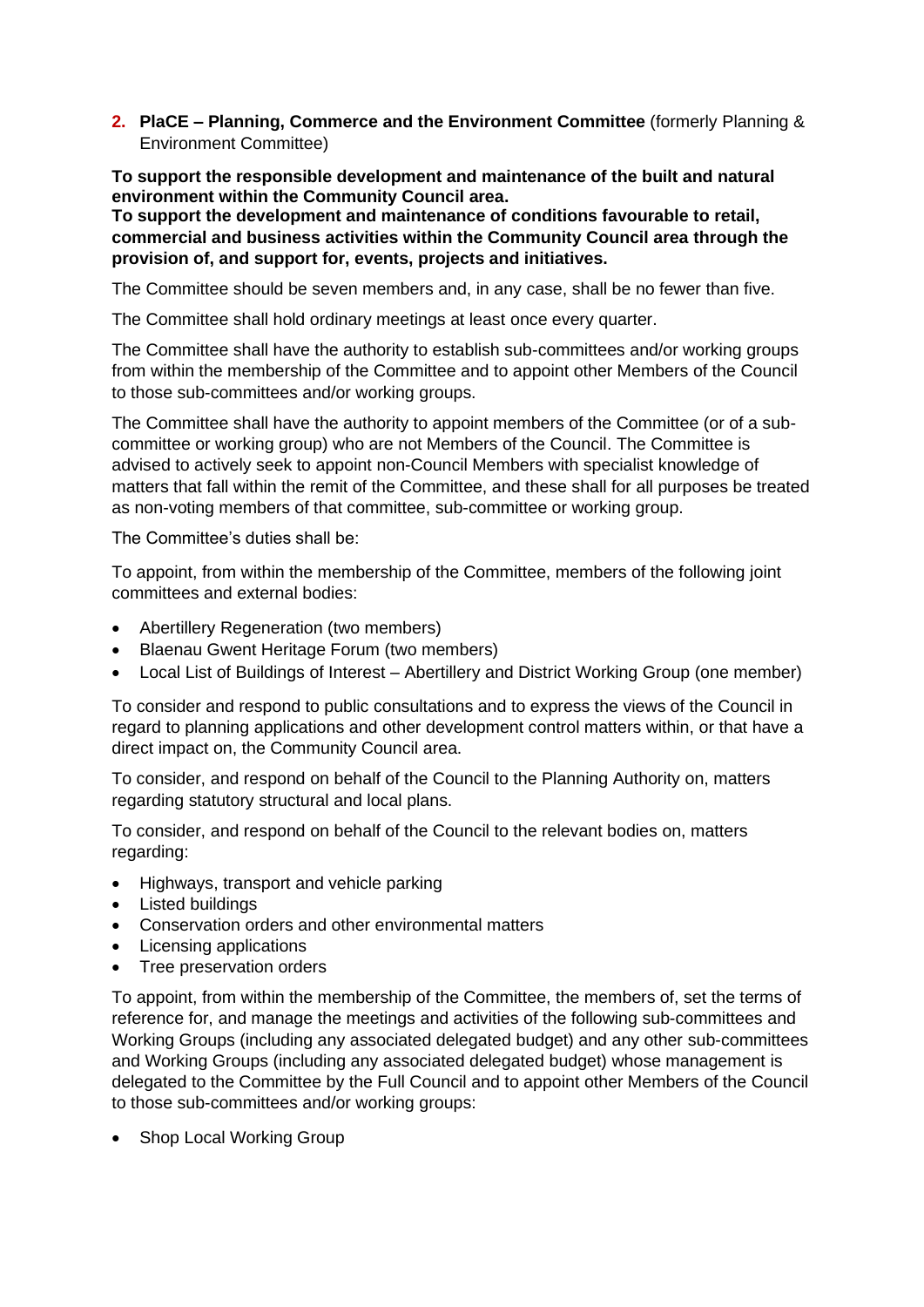## 2. PlaCE – Planning, Commerce and the Environment Committee (formerly Planning & Environment Committee)

**To support the responsible development and maintenance of the built and natural environment within the Community Council area.**
**To support the development and maintenance of conditions favourable to retail, commercial and business activities within the Community Council area through the provision of, and support for, events, projects and initiatives.**

The Committee should be seven members and, in any case, shall be no fewer than five.

The Committee shall hold ordinary meetings at least once every quarter.

The Committee shall have the authority to establish sub-committees and/or working groups from within the membership of the Committee and to appoint other Members of the Council to those sub-committees and/or working groups.

The Committee shall have the authority to appoint members of the Committee (or of a sub-committee or working group) who are not Members of the Council. The Committee is advised to actively seek to appoint non-Council Members with specialist knowledge of matters that fall within the remit of the Committee, and these shall for all purposes be treated as non-voting members of that committee, sub-committee or working group.

The Committee's duties shall be:

To appoint, from within the membership of the Committee, members of the following joint committees and external bodies:

- Abertillery Regeneration (two members)
- Blaenau Gwent Heritage Forum (two members)
- Local List of Buildings of Interest – Abertillery and District Working Group (one member)

To consider and respond to public consultations and to express the views of the Council in regard to planning applications and other development control matters within, or that have a direct impact on, the Community Council area.

To consider, and respond on behalf of the Council to the Planning Authority on, matters regarding statutory structural and local plans.

To consider, and respond on behalf of the Council to the relevant bodies on, matters regarding:

- Highways, transport and vehicle parking
- Listed buildings
- Conservation orders and other environmental matters
- Licensing applications
- Tree preservation orders

To appoint, from within the membership of the Committee, the members of, set the terms of reference for, and manage the meetings and activities of the following sub-committees and Working Groups (including any associated delegated budget) and any other sub-committees and Working Groups (including any associated delegated budget) whose management is delegated to the Committee by the Full Council and to appoint other Members of the Council to those sub-committees and/or working groups:

- Shop Local Working Group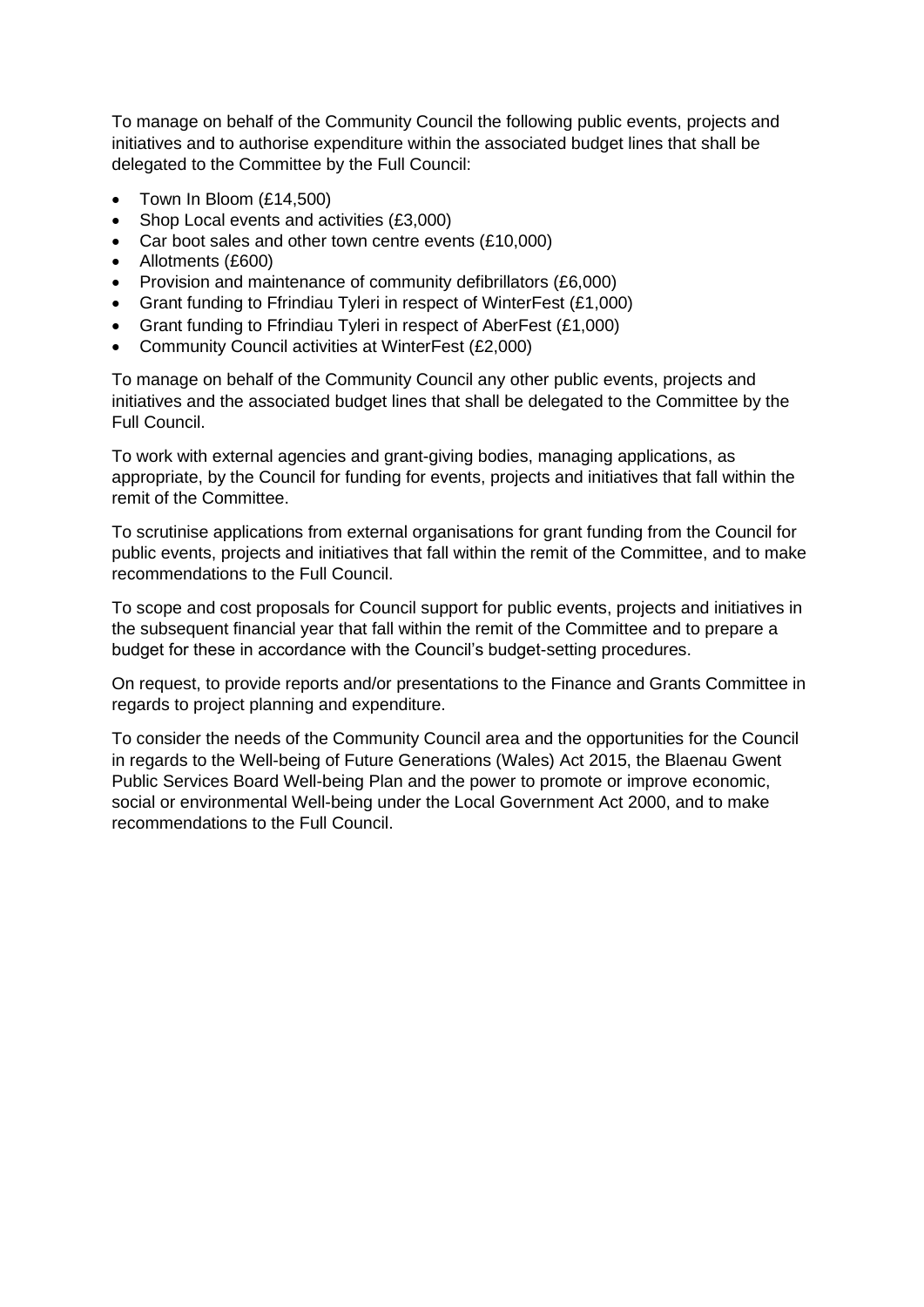To manage on behalf of the Community Council the following public events, projects and initiatives and to authorise expenditure within the associated budget lines that shall be delegated to the Committee by the Full Council:

- Town In Bloom (£14,500)
- Shop Local events and activities (£3,000)
- Car boot sales and other town centre events (£10,000)
- Allotments (£600)
- Provision and maintenance of community defibrillators (£6,000)
- Grant funding to Ffrindiau Tyleri in respect of WinterFest (£1,000)
- Grant funding to Ffrindiau Tyleri in respect of AberFest (£1,000)
- Community Council activities at WinterFest (£2,000)

To manage on behalf of the Community Council any other public events, projects and initiatives and the associated budget lines that shall be delegated to the Committee by the Full Council.

To work with external agencies and grant-giving bodies, managing applications, as appropriate, by the Council for funding for events, projects and initiatives that fall within the remit of the Committee.

To scrutinise applications from external organisations for grant funding from the Council for public events, projects and initiatives that fall within the remit of the Committee, and to make recommendations to the Full Council.

To scope and cost proposals for Council support for public events, projects and initiatives in the subsequent financial year that fall within the remit of the Committee and to prepare a budget for these in accordance with the Council's budget-setting procedures.

On request, to provide reports and/or presentations to the Finance and Grants Committee in regards to project planning and expenditure.

To consider the needs of the Community Council area and the opportunities for the Council in regards to the Well-being of Future Generations (Wales) Act 2015, the Blaenau Gwent Public Services Board Well-being Plan and the power to promote or improve economic, social or environmental Well-being under the Local Government Act 2000, and to make recommendations to the Full Council.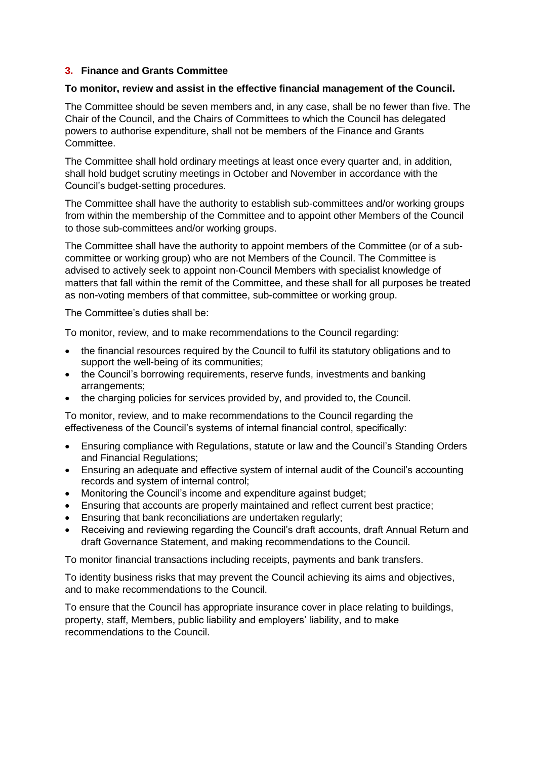## 3. Finance and Grants Committee

**To monitor, review and assist in the effective financial management of the Council.**

The Committee should be seven members and, in any case, shall be no fewer than five. The Chair of the Council, and the Chairs of Committees to which the Council has delegated powers to authorise expenditure, shall not be members of the Finance and Grants Committee.

The Committee shall hold ordinary meetings at least once every quarter and, in addition, shall hold budget scrutiny meetings in October and November in accordance with the Council's budget-setting procedures.

The Committee shall have the authority to establish sub-committees and/or working groups from within the membership of the Committee and to appoint other Members of the Council to those sub-committees and/or working groups.

The Committee shall have the authority to appoint members of the Committee (or of a sub-committee or working group) who are not Members of the Council. The Committee is advised to actively seek to appoint non-Council Members with specialist knowledge of matters that fall within the remit of the Committee, and these shall for all purposes be treated as non-voting members of that committee, sub-committee or working group.

The Committee's duties shall be:

To monitor, review, and to make recommendations to the Council regarding:

- the financial resources required by the Council to fulfil its statutory obligations and to support the well-being of its communities;
- the Council's borrowing requirements, reserve funds, investments and banking arrangements;
- the charging policies for services provided by, and provided to, the Council.

To monitor, review, and to make recommendations to the Council regarding the effectiveness of the Council's systems of internal financial control, specifically:

- Ensuring compliance with Regulations, statute or law and the Council's Standing Orders and Financial Regulations;
- Ensuring an adequate and effective system of internal audit of the Council's accounting records and system of internal control;
- Monitoring the Council's income and expenditure against budget;
- Ensuring that accounts are properly maintained and reflect current best practice;
- Ensuring that bank reconciliations are undertaken regularly;
- Receiving and reviewing regarding the Council's draft accounts, draft Annual Return and draft Governance Statement, and making recommendations to the Council.

To monitor financial transactions including receipts, payments and bank transfers.

To identity business risks that may prevent the Council achieving its aims and objectives, and to make recommendations to the Council.

To ensure that the Council has appropriate insurance cover in place relating to buildings, property, staff, Members, public liability and employers' liability, and to make recommendations to the Council.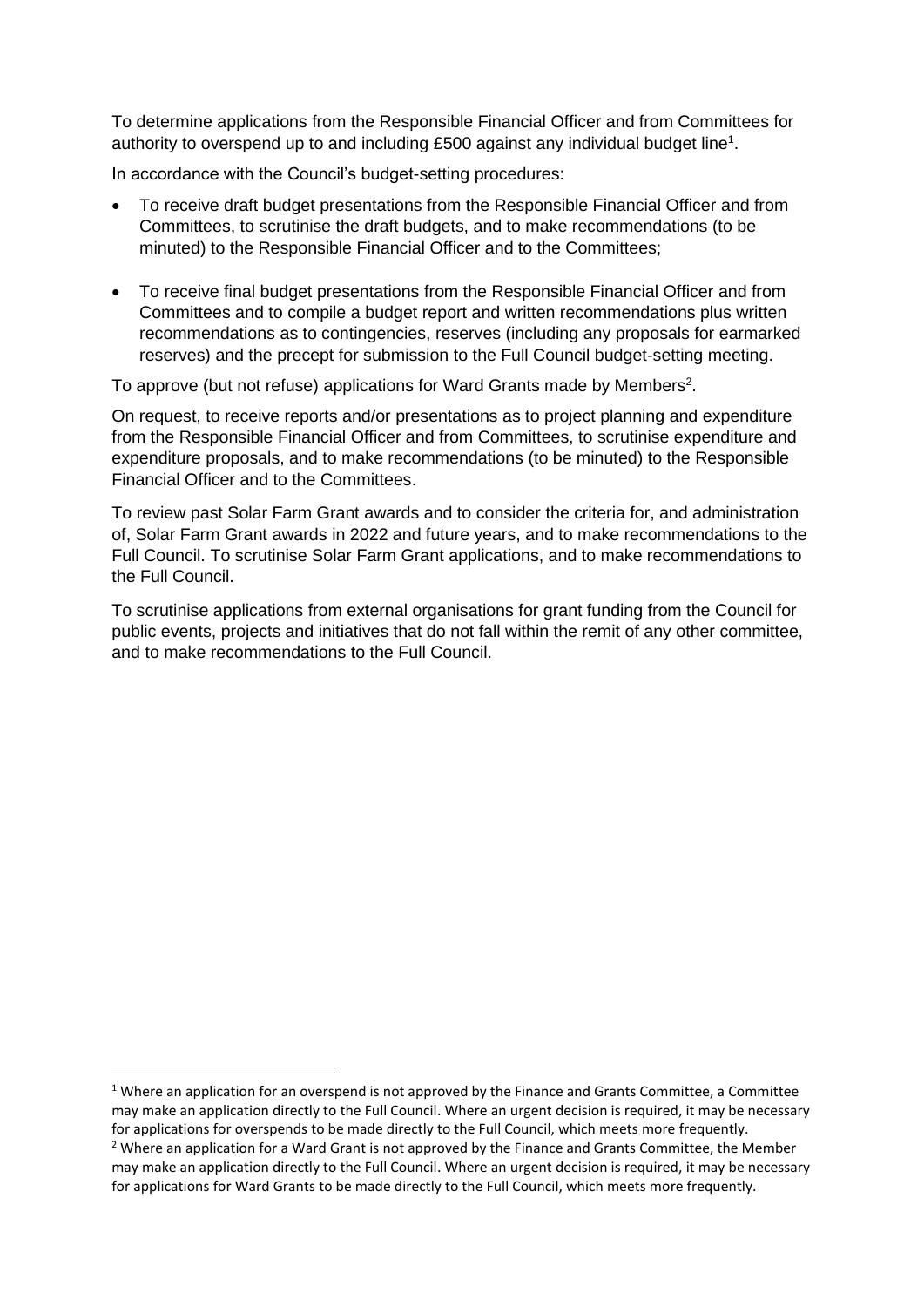To determine applications from the Responsible Financial Officer and from Committees for authority to overspend up to and including £500 against any individual budget line[1].

In accordance with the Council's budget-setting procedures:

- To receive draft budget presentations from the Responsible Financial Officer and from Committees, to scrutinise the draft budgets, and to make recommendations (to be minuted) to the Responsible Financial Officer and to the Committees;

- To receive final budget presentations from the Responsible Financial Officer and from Committees and to compile a budget report and written recommendations plus written recommendations as to contingencies, reserves (including any proposals for earmarked reserves) and the precept for submission to the Full Council budget-setting meeting.

To approve (but not refuse) applications for Ward Grants made by Members[2].

On request, to receive reports and/or presentations as to project planning and expenditure from the Responsible Financial Officer and from Committees, to scrutinise expenditure and expenditure proposals, and to make recommendations (to be minuted) to the Responsible Financial Officer and to the Committees.

To review past Solar Farm Grant awards and to consider the criteria for, and administration of, Solar Farm Grant awards in 2022 and future years, and to make recommendations to the Full Council. To scrutinise Solar Farm Grant applications, and to make recommendations to the Full Council.

To scrutinise applications from external organisations for grant funding from the Council for public events, projects and initiatives that do not fall within the remit of any other committee, and to make recommendations to the Full Council.

---

[1] Where an application for an overspend is not approved by the Finance and Grants Committee, a Committee may make an application directly to the Full Council. Where an urgent decision is required, it may be necessary for applications for overspends to be made directly to the Full Council, which meets more frequently.

[2] Where an application for a Ward Grant is not approved by the Finance and Grants Committee, the Member may make an application directly to the Full Council. Where an urgent decision is required, it may be necessary for applications for Ward Grants to be made directly to the Full Council, which meets more frequently.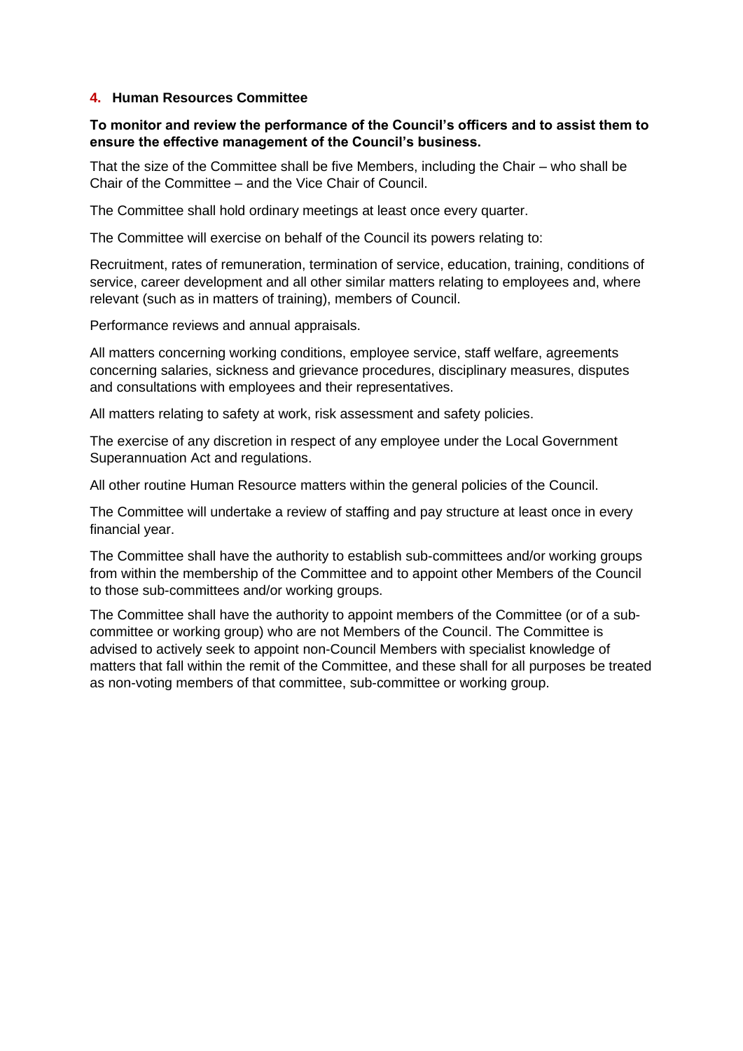## 4. Human Resources Committee

**To monitor and review the performance of the Council's officers and to assist them to ensure the effective management of the Council's business.**

That the size of the Committee shall be five Members, including the Chair – who shall be Chair of the Committee – and the Vice Chair of Council.

The Committee shall hold ordinary meetings at least once every quarter.

The Committee will exercise on behalf of the Council its powers relating to:

Recruitment, rates of remuneration, termination of service, education, training, conditions of service, career development and all other similar matters relating to employees and, where relevant (such as in matters of training), members of Council.

Performance reviews and annual appraisals.

All matters concerning working conditions, employee service, staff welfare, agreements concerning salaries, sickness and grievance procedures, disciplinary measures, disputes and consultations with employees and their representatives.

All matters relating to safety at work, risk assessment and safety policies.

The exercise of any discretion in respect of any employee under the Local Government Superannuation Act and regulations.

All other routine Human Resource matters within the general policies of the Council.

The Committee will undertake a review of staffing and pay structure at least once in every financial year.

The Committee shall have the authority to establish sub-committees and/or working groups from within the membership of the Committee and to appoint other Members of the Council to those sub-committees and/or working groups.

The Committee shall have the authority to appoint members of the Committee (or of a sub-committee or working group) who are not Members of the Council. The Committee is advised to actively seek to appoint non-Council Members with specialist knowledge of matters that fall within the remit of the Committee, and these shall for all purposes be treated as non-voting members of that committee, sub-committee or working group.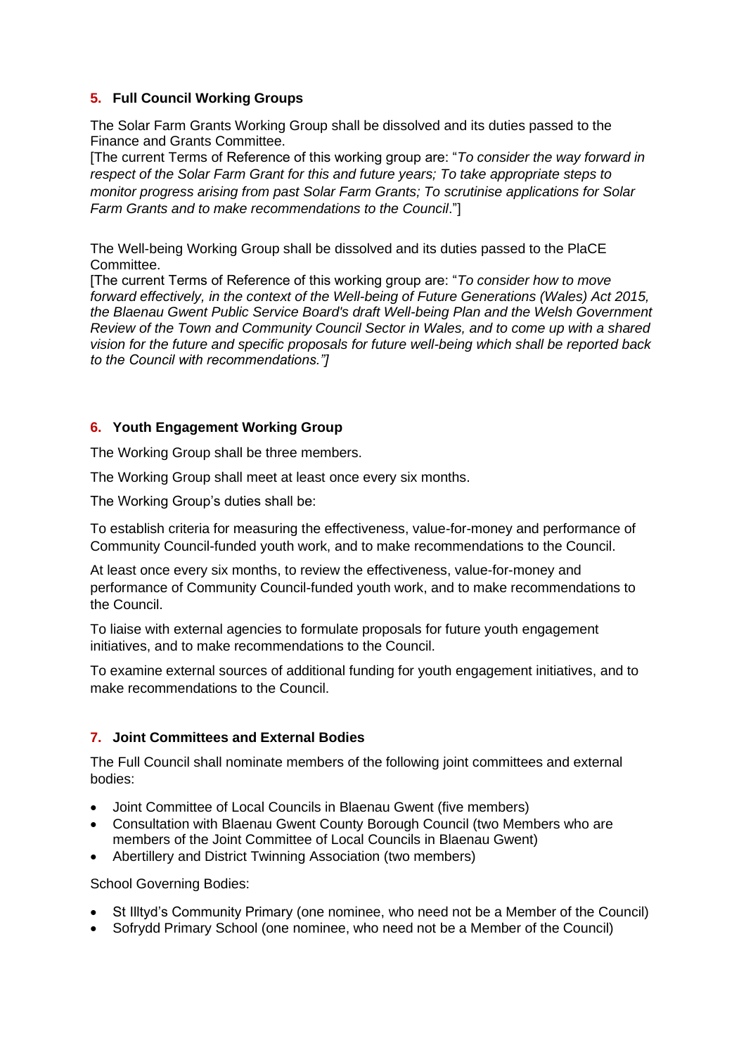## 5. Full Council Working Groups

The Solar Farm Grants Working Group shall be dissolved and its duties passed to the Finance and Grants Committee.
[The current Terms of Reference of this working group are: "*To consider the way forward in respect of the Solar Farm Grant for this and future years; To take appropriate steps to monitor progress arising from past Solar Farm Grants; To scrutinise applications for Solar Farm Grants and to make recommendations to the Council*."]

The Well-being Working Group shall be dissolved and its duties passed to the PlaCE Committee.
[The current Terms of Reference of this working group are: "*To consider how to move forward effectively, in the context of the Well-being of Future Generations (Wales) Act 2015, the Blaenau Gwent Public Service Board's draft Well-being Plan and the Welsh Government Review of the Town and Community Council Sector in Wales, and to come up with a shared vision for the future and specific proposals for future well-being which shall be reported back to the Council with recommendations."]*

## 6. Youth Engagement Working Group

The Working Group shall be three members.

The Working Group shall meet at least once every six months.

The Working Group's duties shall be:

To establish criteria for measuring the effectiveness, value-for-money and performance of Community Council-funded youth work, and to make recommendations to the Council.

At least once every six months, to review the effectiveness, value-for-money and performance of Community Council-funded youth work, and to make recommendations to the Council.

To liaise with external agencies to formulate proposals for future youth engagement initiatives, and to make recommendations to the Council.

To examine external sources of additional funding for youth engagement initiatives, and to make recommendations to the Council.

## 7. Joint Committees and External Bodies

The Full Council shall nominate members of the following joint committees and external bodies:

- Joint Committee of Local Councils in Blaenau Gwent (five members)
- Consultation with Blaenau Gwent County Borough Council (two Members who are members of the Joint Committee of Local Councils in Blaenau Gwent)
- Abertillery and District Twinning Association (two members)

School Governing Bodies:

- St Illtyd's Community Primary (one nominee, who need not be a Member of the Council)
- Sofrydd Primary School (one nominee, who need not be a Member of the Council)